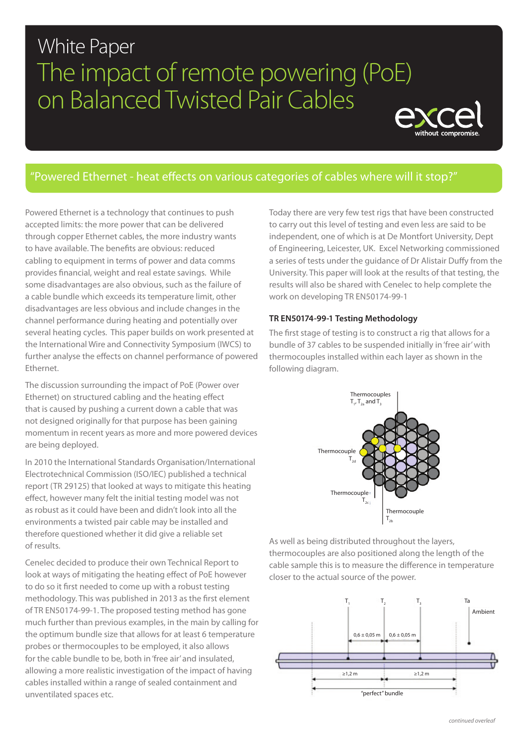# White Paper

# The impact of remote powering (PoE) on Balanced Twisted Pair Cables

## "Powered Ethernet - heat effects on various categories of cables where will it stop?"

Powered Ethernet is a technology that continues to push accepted limits: the more power that can be delivered through copper Ethernet cables, the more industry wants to have available. The benefits are obvious: reduced cabling to equipment in terms of power and data comms provides financial, weight and real estate savings. While some disadvantages are also obvious, such as the failure of a cable bundle which exceeds its temperature limit, other disadvantages are less obvious and include changes in the channel performance during heating and potentially over several heating cycles. This paper builds on work presented at the International Wire and Connectivity Symposium (IWCS) to further analyse the effects on channel performance of powered Ethernet.

The discussion surrounding the impact of PoE (Power over Ethernet) on structured cabling and the heating effect that is caused by pushing a current down a cable that was not designed originally for that purpose has been gaining momentum in recent years as more and more powered devices are being deployed.

In 2010 the International Standards Organisation/International Electrotechnical Commission (ISO/IEC) published a technical report (TR 29125) that looked at ways to mitigate this heating effect, however many felt the initial testing model was not as robust as it could have been and didn't look into all the environments a twisted pair cable may be installed and therefore questioned whether it did give a reliable set of results.

Cenelec decided to produce their own Technical Report to look at ways of mitigating the heating effect of PoE however to do so it first needed to come up with a robust testing methodology. This was published in 2013 as the first element of TR EN50174-99-1. The proposed testing method has gone much further than previous examples, in the main by calling for the optimum bundle size that allows for at least 6 temperature probes or thermocouples to be employed, it also allows for the cable bundle to be, both in 'free air' and insulated, allowing a more realistic investigation of the impact of having cables installed within a range of sealed containment and unventilated spaces etc.

Today there are very few test rigs that have been constructed to carry out this level of testing and even less are said to be independent, one of which is at De Montfort University, Dept of Engineering, Leicester, UK. Excel Networking commissioned a series of tests under the guidance of Dr Alistair Duffy from the University. This paper will look at the results of that testing, the results will also be shared with Cenelec to help complete the work on developing TR EN50174-99-1

### TR EN50174-99-1 Testing Methodology

The first stage of testing is to construct a rig that allows for a bundle of 37 cables to be suspended initially in 'free air' with thermocouples installed within each layer as shown in the following diagram.

Thermocouples $T_1$, $T_{2a}$ and $T_3$

Thermocouple $T_{2d}$

Thermocouple $T_{2c}$

Thermocouple $T_{2b}$

As well as being distributed throughout the layers, thermocouples are also positioned along the length of the cable sample this is to measure the difference in temperature closer to the actual source of the power.

$T_1$ $T_2$ $T_3$ Ta Ambient

0,6 ± 0,05 m 0,6 ± 0,05 m

≥1,2 m ≥1,2 m

"perfect" bundle

*continued overleaf*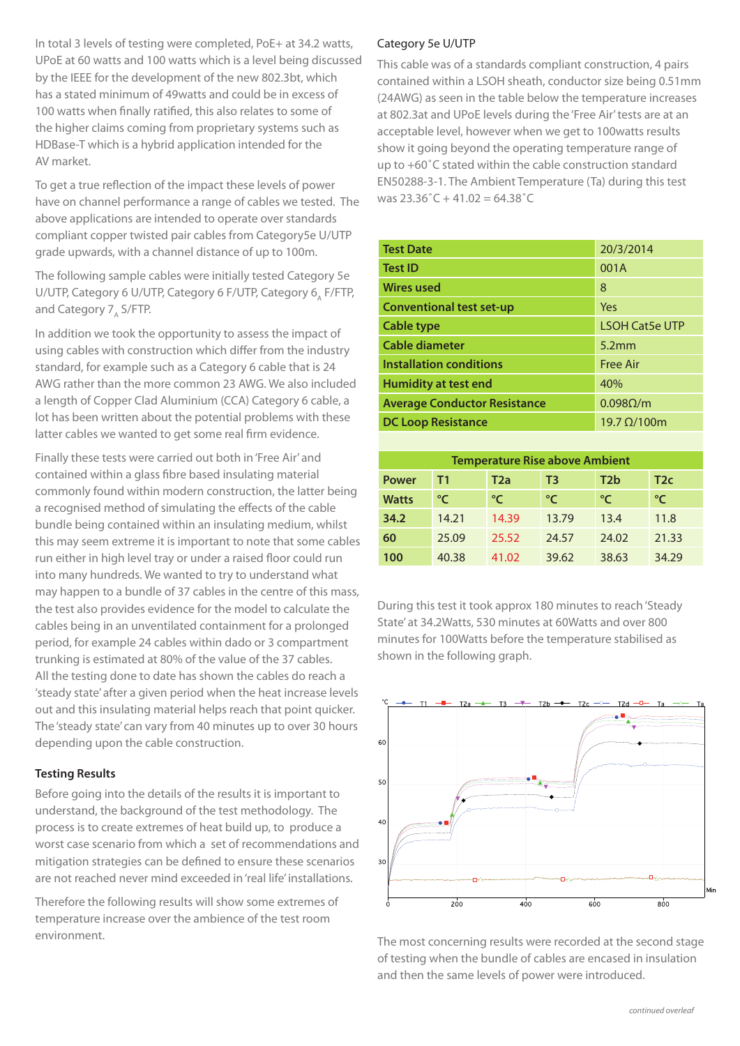In total 3 levels of testing were completed, PoE+ at 34.2 watts, UPoE at 60 watts and 100 watts which is a level being discussed by the IEEE for the development of the new 802.3bt, which has a stated minimum of 49watts and could be in excess of 100 watts when finally ratified, this also relates to some of the higher claims coming from proprietary systems such as HDBase-T which is a hybrid application intended for the AV market.

To get a true reflection of the impact these levels of power have on channel performance a range of cables we tested. The above applications are intended to operate over standards compliant copper twisted pair cables from Category5e U/UTP grade upwards, with a channel distance of up to 100m.

The following sample cables were initially tested Category 5e U/UTP, Category 6 U/UTP, Category 6 F/UTP, Category $6_A$ F/FTP, and Category $7_A$ S/FTP.

In addition we took the opportunity to assess the impact of using cables with construction which differ from the industry standard, for example such as a Category 6 cable that is 24 AWG rather than the more common 23 AWG. We also included a length of Copper Clad Aluminium (CCA) Category 6 cable, a lot has been written about the potential problems with these latter cables we wanted to get some real firm evidence.

Finally these tests were carried out both in 'Free Air' and contained within a glass fibre based insulating material commonly found within modern construction, the latter being a recognised method of simulating the effects of the cable bundle being contained within an insulating medium, whilst this may seem extreme it is important to note that some cables run either in high level tray or under a raised floor could run into many hundreds. We wanted to try to understand what may happen to a bundle of 37 cables in the centre of this mass, the test also provides evidence for the model to calculate the cables being in an unventilated containment for a prolonged period, for example 24 cables within dado or 3 compartment trunking is estimated at 80% of the value of the 37 cables. All the testing done to date has shown the cables do reach a 'steady state' after a given period when the heat increase levels out and this insulating material helps reach that point quicker. The 'steady state' can vary from 40 minutes up to over 30 hours depending upon the cable construction.

### Testing Results

Before going into the details of the results it is important to understand, the background of the test methodology. The process is to create extremes of heat build up, to produce a worst case scenario from which a set of recommendations and mitigation strategies can be defined to ensure these scenarios are not reached never mind exceeded in 'real life' installations.

Therefore the following results will show some extremes of temperature increase over the ambience of the test room environment.

### Category 5e U/UTP

This cable was of a standards compliant construction, 4 pairs contained within a LSOH sheath, conductor size being 0.51mm (24AWG) as seen in the table below the temperature increases at 802.3at and UPoE levels during the 'Free Air' tests are at an acceptable level, however when we get to 100watts results show it going beyond the operating temperature range of up to +60˚C stated within the cable construction standard EN50288-3-1. The Ambient Temperature (Ta) during this test was 23.36˚C + 41.02 = 64.38˚C

| **Test Date** | 20/3/2014 |
|---|---|
| **Test ID** | 001A |
| **Wires used** | 8 |
| **Conventional test set-up** | Yes |
| **Cable type** | LSOH Cat5e UTP |
| **Cable diameter** | 5.2mm |
| **Installation conditions** | Free Air |
| **Humidity at test end** | 40% |
| **Average Conductor Resistance** | 0.098Ω/m |
| **DC Loop Resistance** | 19.7 Ω/100m |

| **Temperature Rise above Ambient** | | | | | |
|---|---|---|---|---|---|
| **Power** | **T1** | **T2a** | **T3** | **T2b** | **T2c** |
| **Watts** | **°C** | **°C** | **°C** | **°C** | **°C** |
| **34.2** | 14.21 | 14.39 | 13.79 | 13.4 | 11.8 |
| **60** | 25.09 | 25.52 | 24.57 | 24.02 | 21.33 |
| **100** | 40.38 | 41.02 | 39.62 | 38.63 | 34.29 |

During this test it took approx 180 minutes to reach 'Steady State' at 34.2Watts, 530 minutes at 60Watts and over 800 minutes for 100Watts before the temperature stabilised as shown in the following graph.

The most concerning results were recorded at the second stage of testing when the bundle of cables are encased in insulation and then the same levels of power were introduced.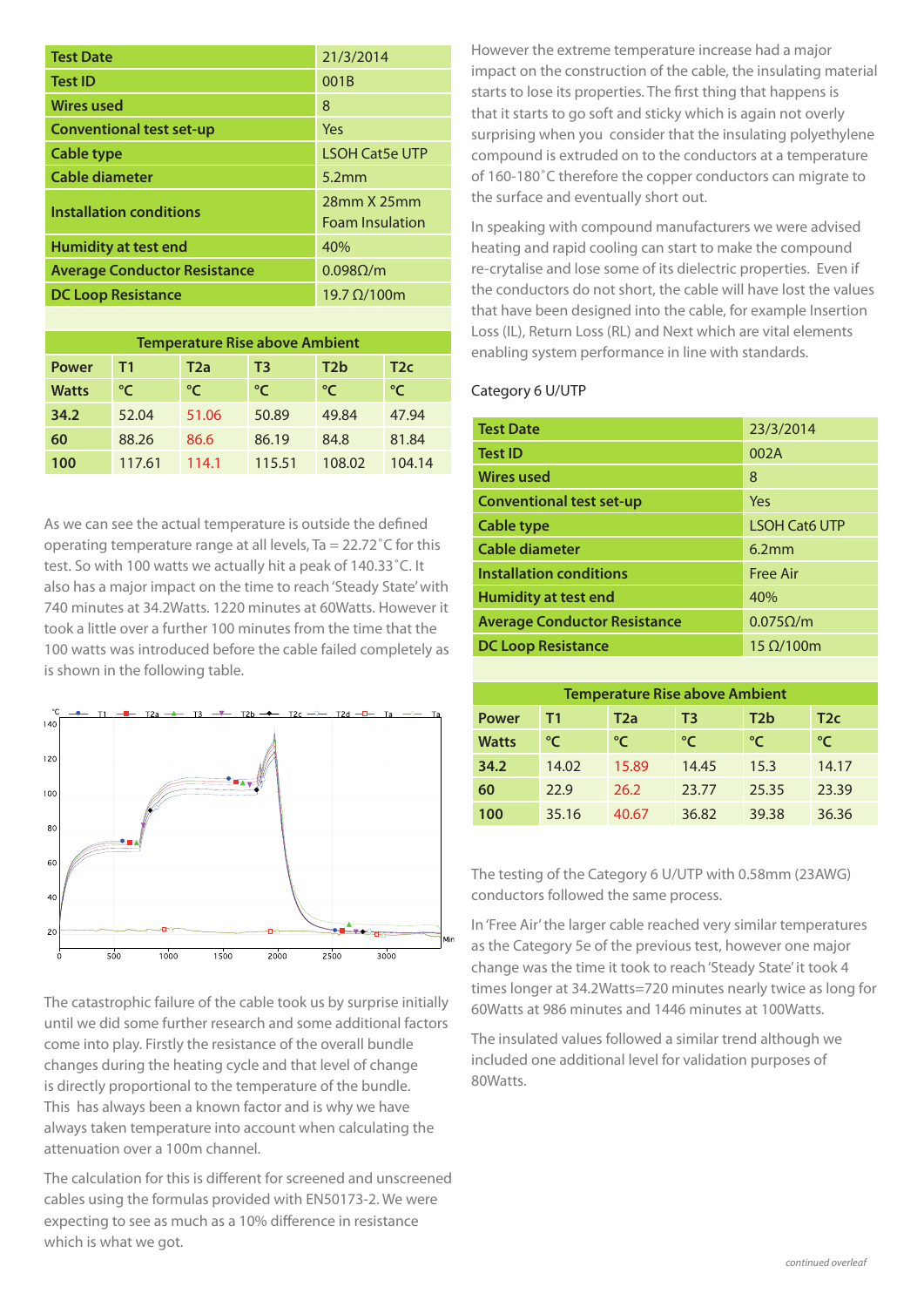| Test Date | 21/3/2014 |
|---|---|
| Test ID | 001B |
| Wires used | 8 |
| Conventional test set-up | Yes |
| Cable type | LSOH Cat5e UTP |
| Cable diameter | 5.2mm |
| Installation conditions | 28mm X 25mm Foam Insulation |
| Humidity at test end | 40% |
| Average Conductor Resistance | 0.098Ω/m |
| DC Loop Resistance | 19.7 Ω/100m |

| Temperature Rise above Ambient | | | | | |
|---|---|---|---|---|---|
| Power | T1 | T2a | T3 | T2b | T2c |
| Watts | °C | °C | °C | °C | °C |
| 34.2 | 52.04 | 51.06 | 50.89 | 49.84 | 47.94 |
| 60 | 88.26 | 86.6 | 86.19 | 84.8 | 81.84 |
| 100 | 117.61 | 114.1 | 115.51 | 108.02 | 104.14 |

As we can see the actual temperature is outside the defined operating temperature range at all levels, Ta = 22.72˚C for this test. So with 100 watts we actually hit a peak of 140.33˚C. It also has a major impact on the time to reach 'Steady State' with 740 minutes at 34.2Watts. 1220 minutes at 60Watts. However it took a little over a further 100 minutes from the time that the 100 watts was introduced before the cable failed completely as is shown in the following table.

The catastrophic failure of the cable took us by surprise initially until we did some further research and some additional factors come into play. Firstly the resistance of the overall bundle changes during the heating cycle and that level of change is directly proportional to the temperature of the bundle. This has always been a known factor and is why we have always taken temperature into account when calculating the attenuation over a 100m channel.

The calculation for this is different for screened and unscreened cables using the formulas provided with EN50173-2. We were expecting to see as much as a 10% difference in resistance which is what we got.

However the extreme temperature increase had a major impact on the construction of the cable, the insulating material starts to lose its properties. The first thing that happens is that it starts to go soft and sticky which is again not overly surprising when you consider that the insulating polyethylene compound is extruded on to the conductors at a temperature of 160-180˚C therefore the copper conductors can migrate to the surface and eventually short out.

In speaking with compound manufacturers we were advised heating and rapid cooling can start to make the compound re-crytalise and lose some of its dielectric properties. Even if the conductors do not short, the cable will have lost the values that have been designed into the cable, for example Insertion Loss (IL), Return Loss (RL) and Next which are vital elements enabling system performance in line with standards.

Category 6 U/UTP

| Test Date | 23/3/2014 |
|---|---|
| Test ID | 002A |
| Wires used | 8 |
| Conventional test set-up | Yes |
| Cable type | LSOH Cat6 UTP |
| Cable diameter | 6.2mm |
| Installation conditions | Free Air |
| Humidity at test end | 40% |
| Average Conductor Resistance | 0.075Ω/m |
| DC Loop Resistance | 15 Ω/100m |

| Temperature Rise above Ambient | | | | | |
|---|---|---|---|---|---|
| Power | T1 | T2a | T3 | T2b | T2c |
| Watts | °C | °C | °C | °C | °C |
| 34.2 | 14.02 | 15.89 | 14.45 | 15.3 | 14.17 |
| 60 | 22.9 | 26.2 | 23.77 | 25.35 | 23.39 |
| 100 | 35.16 | 40.67 | 36.82 | 39.38 | 36.36 |

The testing of the Category 6 U/UTP with 0.58mm (23AWG) conductors followed the same process.

In 'Free Air' the larger cable reached very similar temperatures as the Category 5e of the previous test, however one major change was the time it took to reach 'Steady State' it took 4 times longer at 34.2Watts=720 minutes nearly twice as long for 60Watts at 986 minutes and 1446 minutes at 100Watts.

The insulated values followed a similar trend although we included one additional level for validation purposes of 80Watts.

*continued overleaf*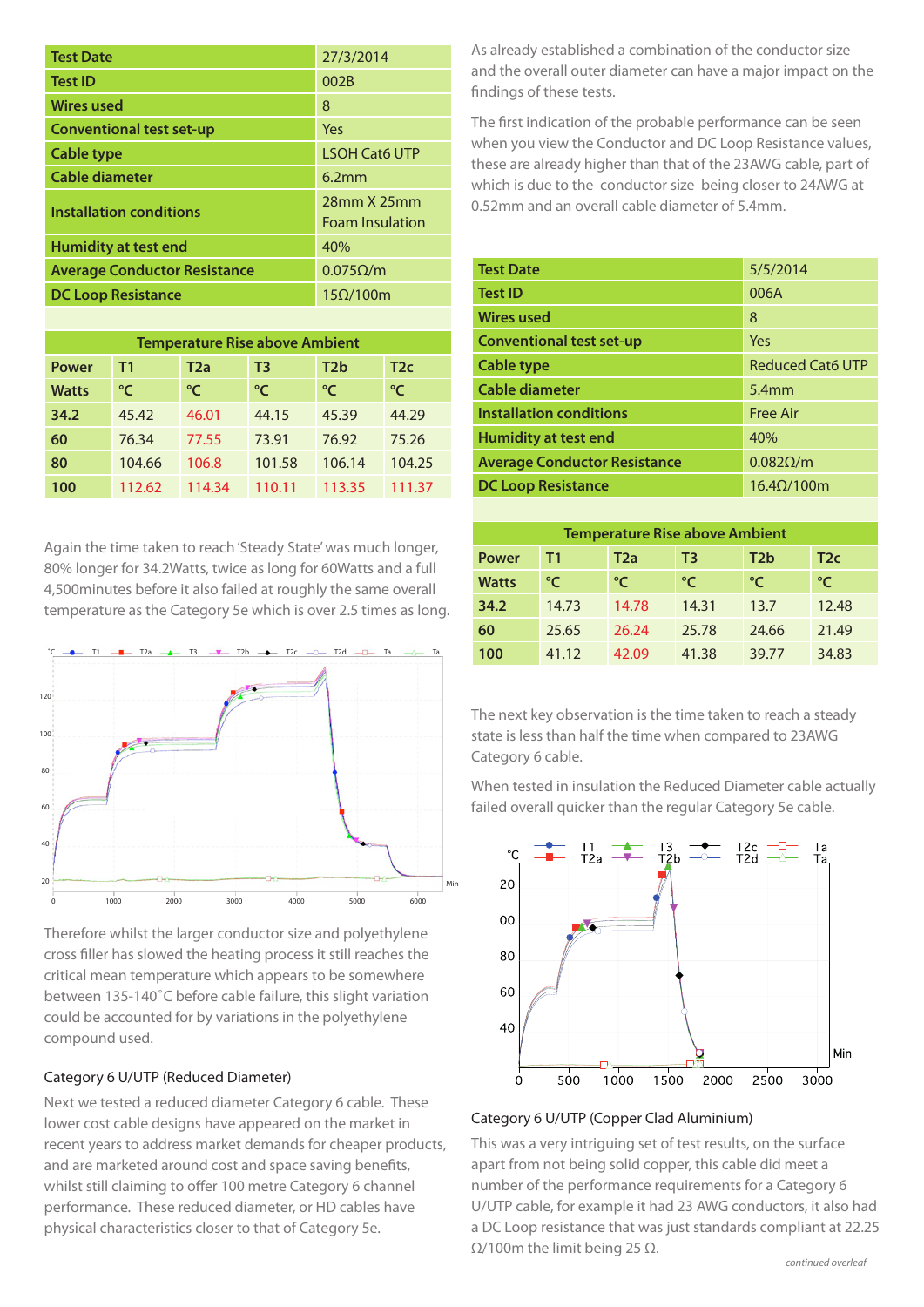| Test Date | 27/3/2014 |
|---|---|
| Test ID | 002B |
| Wires used | 8 |
| Conventional test set-up | Yes |
| Cable type | LSOH Cat6 UTP |
| Cable diameter | 6.2mm |
| Installation conditions | 28mm X 25mm Foam Insulation |
| Humidity at test end | 40% |
| Average Conductor Resistance | 0.075Ω/m |
| DC Loop Resistance | 15Ω/100m |

| Temperature Rise above Ambient | | | | | |
|---|---|---|---|---|---|
| Power | T1 | T2a | T3 | T2b | T2c |
| Watts | °C | °C | °C | °C | °C |
| 34.2 | 45.42 | 46.01 | 44.15 | 45.39 | 44.29 |
| 60 | 76.34 | 77.55 | 73.91 | 76.92 | 75.26 |
| 80 | 104.66 | 106.8 | 101.58 | 106.14 | 104.25 |
| 100 | 112.62 | 114.34 | 110.11 | 113.35 | 111.37 |

Again the time taken to reach 'Steady State' was much longer, 80% longer for 34.2Watts, twice as long for 60Watts and a full 4,500minutes before it also failed at roughly the same overall temperature as the Category 5e which is over 2.5 times as long.

Therefore whilst the larger conductor size and polyethylene cross filler has slowed the heating process it still reaches the critical mean temperature which appears to be somewhere between 135-140˚C before cable failure, this slight variation could be accounted for by variations in the polyethylene compound used.

### Category 6 U/UTP (Reduced Diameter)

Next we tested a reduced diameter Category 6 cable. These lower cost cable designs have appeared on the market in recent years to address market demands for cheaper products, and are marketed around cost and space saving benefits, whilst still claiming to offer 100 metre Category 6 channel performance. These reduced diameter, or HD cables have physical characteristics closer to that of Category 5e.

As already established a combination of the conductor size and the overall outer diameter can have a major impact on the findings of these tests.

The first indication of the probable performance can be seen when you view the Conductor and DC Loop Resistance values, these are already higher than that of the 23AWG cable, part of which is due to the conductor size being closer to 24AWG at 0.52mm and an overall cable diameter of 5.4mm.

| Test Date | 5/5/2014 |
|---|---|
| Test ID | 006A |
| Wires used | 8 |
| Conventional test set-up | Yes |
| Cable type | Reduced Cat6 UTP |
| Cable diameter | 5.4mm |
| Installation conditions | Free Air |
| Humidity at test end | 40% |
| Average Conductor Resistance | 0.082Ω/m |
| DC Loop Resistance | 16.4Ω/100m |

| Temperature Rise above Ambient | | | | | |
|---|---|---|---|---|---|
| Power | T1 | T2a | T3 | T2b | T2c |
| Watts | °C | °C | °C | °C | °C |
| 34.2 | 14.73 | 14.78 | 14.31 | 13.7 | 12.48 |
| 60 | 25.65 | 26.24 | 25.78 | 24.66 | 21.49 |
| 100 | 41.12 | 42.09 | 41.38 | 39.77 | 34.83 |

The next key observation is the time taken to reach a steady state is less than half the time when compared to 23AWG Category 6 cable.

When tested in insulation the Reduced Diameter cable actually failed overall quicker than the regular Category 5e cable.

### Category 6 U/UTP (Copper Clad Aluminium)

This was a very intriguing set of test results, on the surface apart from not being solid copper, this cable did meet a number of the performance requirements for a Category 6 U/UTP cable, for example it had 23 AWG conductors, it also had a DC Loop resistance that was just standards compliant at 22.25 Ω/100m the limit being 25 Ω.

*continued overleaf*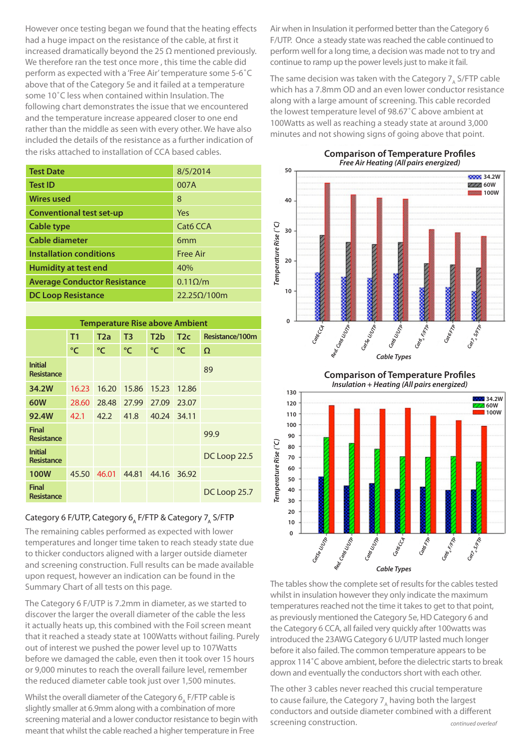However once testing began we found that the heating effects had a huge impact on the resistance of the cable, at first it increased dramatically beyond the 25 Ω mentioned previously. We therefore ran the test once more , this time the cable did perform as expected with a 'Free Air' temperature some 5-6˚C above that of the Category 5e and it failed at a temperature some 10˚C less when contained within Insulation. The following chart demonstrates the issue that we encountered and the temperature increase appeared closer to one end rather than the middle as seen with every other. We have also included the details of the resistance as a further indication of the risks attached to installation of CCA based cables.

| Test Date | 8/5/2014 |
|---|---|
| Test ID | 007A |
| Wires used | 8 |
| Conventional test set-up | Yes |
| Cable type | Cat6 CCA |
| Cable diameter | 6mm |
| Installation conditions | Free Air |
| Humidity at test end | 40% |
| Average Conductor Resistance | 0.11Ω/m |
| DC Loop Resistance | 22.25Ω/100m |

| Temperature Rise above Ambient | | | | | | |
|---|---|---|---|---|---|---|
| | T1 | T2a | T3 | T2b | T2c | Resistance/100m |
| | °C | °C | °C | °C | °C | Ω |
| Initial Resistance | | | | | | 89 |
| 34.2W | 16.23 | 16.20 | 15.86 | 15.23 | 12.86 | |
| 60W | 28.60 | 28.48 | 27.99 | 27.09 | 23.07 | |
| 92.4W | 42.1 | 42.2 | 41.8 | 40.24 | 34.11 | |
| Final Resistance | | | | | | 99.9 |
| Initial Resistance | | | | | | DC Loop 22.5 |
| 100W | 45.50 | 46.01 | 44.81 | 44.16 | 36.92 | |
| Final Resistance | | | | | | DC Loop 25.7 |

## Category 6 F/UTP, Category $6_A$ F/FTP & Category $7_A$ S/FTP

The remaining cables performed as expected with lower temperatures and longer time taken to reach steady state due to thicker conductors aligned with a larger outside diameter and screening construction. Full results can be made available upon request, however an indication can be found in the Summary Chart of all tests on this page.

The Category 6 F/UTP is 7.2mm in diameter, as we started to discover the larger the overall diameter of the cable the less it actually heats up, this combined with the Foil screen meant that it reached a steady state at 100Watts without failing. Purely out of interest we pushed the power level up to 107Watts before we damaged the cable, even then it took over 15 hours or 9,000 minutes to reach the overall failure level, remember the reduced diameter cable took just over 1,500 minutes.

Whilst the overall diameter of the Category $6_A$ F/FTP cable is slightly smaller at 6.9mm along with a combination of more screening material and a lower conductor resistance to begin with meant that whilst the cable reached a higher temperature in Free Air when in Insulation it performed better than the Category 6 F/UTP. Once a steady state was reached the cable continued to perform well for a long time, a decision was made not to try and continue to ramp up the power levels just to make it fail.

The same decision was taken with the Category $7_A$ S/FTP cable which has a 7.8mm OD and an even lower conductor resistance along with a large amount of screening. This cable recorded the lowest temperature level of 98.67˚C above ambient at 100Watts as well as reaching a steady state at around 3,000 minutes and not showing signs of going above that point.

**Comparison of Temperature Profiles**
*Free Air Heating (All pairs energized)*

| Cable Types | 34.2W | 60W | 100W |
|---|---|---|---|
| Cat6 CCA | 16 | 28.5 | 46 |
| Red. Cat6 U/UTP | 14.5 | 26 | 42 |
| Cat5e U/UTP | 14 | 25.5 | 41 |
| Cat6 U/UTP | 15.5 | 26 | 40.5 |
| Cat6A F/FTP | 11 | 19 | 30.5 |
| Cat6 FTP | 11 | 18.5 | 29.5 |
| Cat7A S/FTP | 10 | 17.5 | 28 |

**Comparison of Temperature Profiles**
*Insulation + Heating (All pairs energized)*

| Cable Types | 34.2W | 60W | 100W |
|---|---|---|---|
| Cat5e U/UTP | 52 | 88 | 118 |
| Red. Cat6 U/UTP | 44 | 83 | 115 |
| Cat6 U/UTP | 46 | 78 | 115 |
| Cat6 CCA | 41 | 71 | 116 |
| Cat6 FTP | 43 | 70 | 108 |
| Cat6A F/FTP | 40 | 71 | 104 |
| Cat7A S/FTP | 40 | 66 | 99 |

The tables show the complete set of results for the cables tested whilst in insulation however they only indicate the maximum temperatures reached not the time it takes to get to that point, as previously mentioned the Category 5e, HD Category 6 and the Category 6 CCA, all failed very quickly after 100watts was introduced the 23AWG Category 6 U/UTP lasted much longer before it also failed. The common temperature appears to be approx 114˚C above ambient, before the dielectric starts to break down and eventually the conductors short with each other.

The other 3 cables never reached this crucial temperature to cause failure, the Category $7_A$ having both the largest conductors and outside diameter combined with a different screening construction.

*continued overleaf*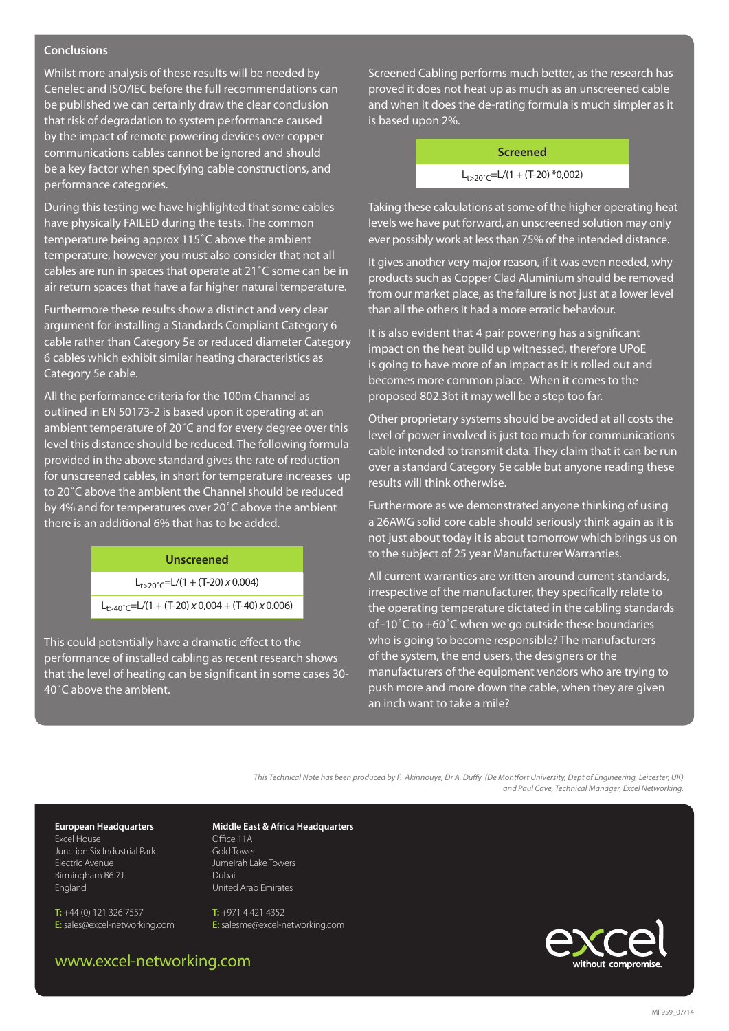## Conclusions

Whilst more analysis of these results will be needed by Cenelec and ISO/IEC before the full recommendations can be published we can certainly draw the clear conclusion that risk of degradation to system performance caused by the impact of remote powering devices over copper communications cables cannot be ignored and should be a key factor when specifying cable constructions, and performance categories.

During this testing we have highlighted that some cables have physically FAILED during the tests. The common temperature being approx 115˚C above the ambient temperature, however you must also consider that not all cables are run in spaces that operate at 21˚C some can be in air return spaces that have a far higher natural temperature.

Furthermore these results show a distinct and very clear argument for installing a Standards Compliant Category 6 cable rather than Category 5e or reduced diameter Category 6 cables which exhibit similar heating characteristics as Category 5e cable.

All the performance criteria for the 100m Channel as outlined in EN 50173-2 is based upon it operating at an ambient temperature of 20˚C and for every degree over this level this distance should be reduced. The following formula provided in the above standard gives the rate of reduction for unscreened cables, in short for temperature increases up to 20˚C above the ambient the Channel should be reduced by 4% and for temperatures over 20˚C above the ambient there is an additional 6% that has to be added.

| Unscreened |
| --- |
| $L_{t>20^\circ C}=L/(1 + (T\text{-}20)\ x\ 0{,}004)$ |
| $L_{t>40^\circ C}=L/(1 + (T\text{-}20)\ x\ 0{,}004 + (T\text{-}40)\ x\ 0.006)$ |

This could potentially have a dramatic effect to the performance of installed cabling as recent research shows that the level of heating can be significant in some cases 30-40˚C above the ambient.

Screened Cabling performs much better, as the research has proved it does not heat up as much as an unscreened cable and when it does the de-rating formula is much simpler as it is based upon 2%.

| Screened |
| --- |
| $L_{t>20^\circ C}=L/(1 + (T\text{-}20)\ {*}0{,}002)$ |

Taking these calculations at some of the higher operating heat levels we have put forward, an unscreened solution may only ever possibly work at less than 75% of the intended distance.

It gives another very major reason, if it was even needed, why products such as Copper Clad Aluminium should be removed from our market place, as the failure is not just at a lower level than all the others it had a more erratic behaviour.

It is also evident that 4 pair powering has a significant impact on the heat build up witnessed, therefore UPoE is going to have more of an impact as it is rolled out and becomes more common place. When it comes to the proposed 802.3bt it may well be a step too far.

Other proprietary systems should be avoided at all costs the level of power involved is just too much for communications cable intended to transmit data. They claim that it can be run over a standard Category 5e cable but anyone reading these results will think otherwise.

Furthermore as we demonstrated anyone thinking of using a 26AWG solid core cable should seriously think again as it is not just about today it is about tomorrow which brings us on to the subject of 25 year Manufacturer Warranties.

All current warranties are written around current standards, irrespective of the manufacturer, they specifically relate to the operating temperature dictated in the cabling standards of -10˚C to +60˚C when we go outside these boundaries who is going to become responsible? The manufacturers of the system, the end users, the designers or the manufacturers of the equipment vendors who are trying to push more and more down the cable, when they are given an inch want to take a mile?

*This Technical Note has been produced by F. Akinnouye, Dr A. Duffy (De Montfort University, Dept of Engineering, Leicester, UK) and Paul Cave, Technical Manager, Excel Networking.*

**European Headquarters**
Excel House
Junction Six Industrial Park
Electric Avenue
Birmingham B6 7JJ
England

**T:** +44 (0) 121 326 7557
**E:** sales@excel-networking.com

**Middle East & Africa Headquarters**
Office 11A
Gold Tower
Jumeirah Lake Towers
Dubai
United Arab Emirates

**T:** +971 4 421 4352
**E:** salesme@excel-networking.com

www.excel-networking.com

excel
without compromise.

MF959_07/14